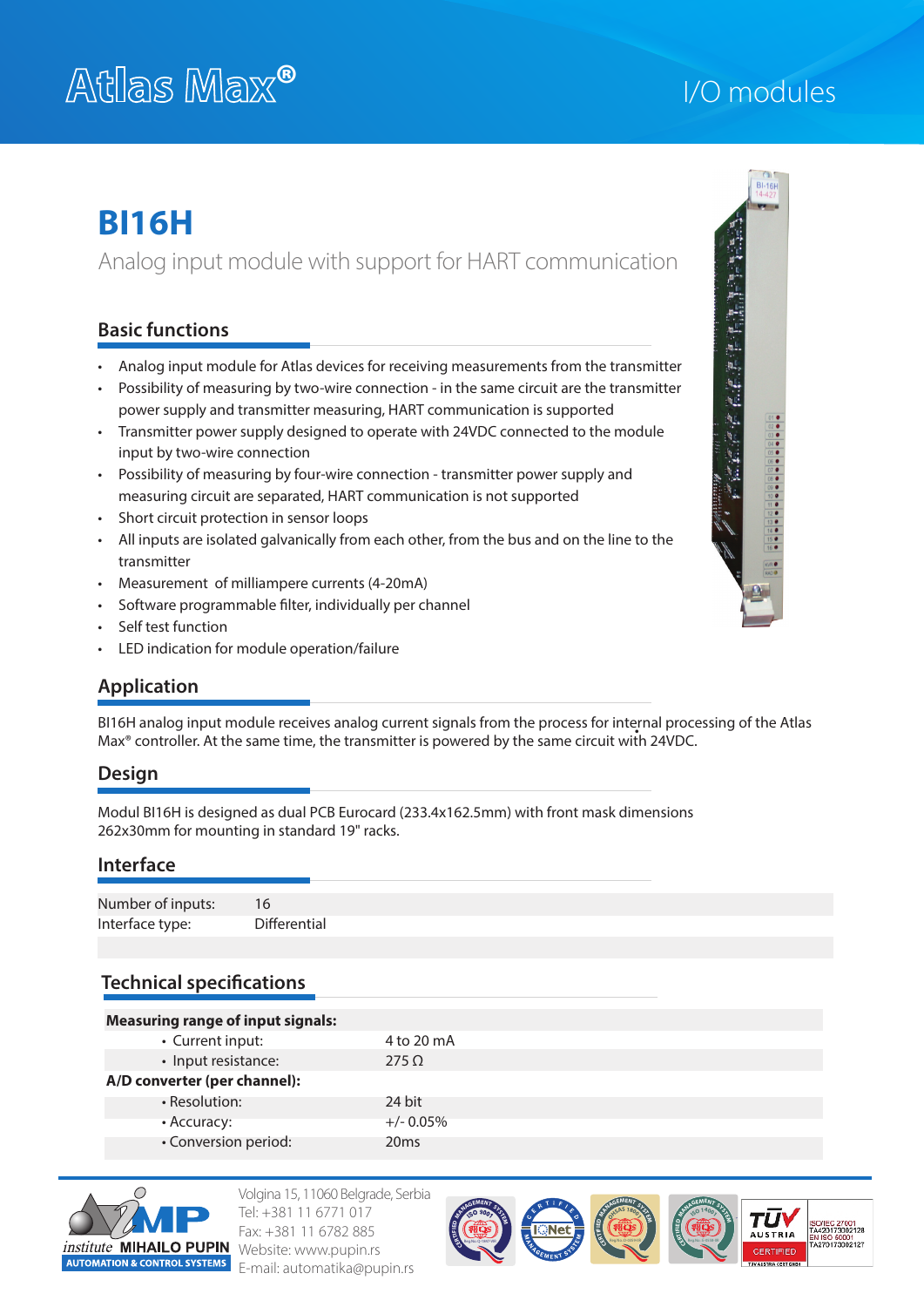# Atlas Max®

I/O modules

# BI16H

Analog input module with support for HART communication

## Basic functions

- Analog input module for Atlas devices for receiving measurements from the transmitter
- Possibility of measuring by two-wire connection - in the same circuit are the transmitter power supply and transmitter measuring, HART communication is supported
- Transmitter power supply designed to operate with 24VDC connected to the module input by two-wire connection
- Possibility of measuring by four-wire connection - transmitter power supply and measuring circuit are separated, HART communication is not supported
- Short circuit protection in sensor loops
- All inputs are isolated galvanically from each other, from the bus and on the line to the transmitter
- Measurement of milliampere currents (4-20mA)
- Software programmable filter, individually per channel
- Self test function
- LED indication for module operation/failure

## Application

BI16H analog input module receives analog current signals from the process for internal processing of the Atlas Max® controller. At the same time, the transmitter is powered by the same circuit with 24VDC.

## Design

Modul BI16H is designed as dual PCB Eurocard (233.4x162.5mm) with front mask dimensions 262x30mm for mounting in standard 19" racks.

## Interface

| | |
|---|---|
| Number of inputs: | 16 |
| Interface type: | Differential |

## Technical specifications

| | |
|---|---|
| **Measuring range of input signals:** | |
| • Current input: | 4 to 20 mA |
| • Input resistance: | 275 Ω |
| **A/D converter (per channel):** | |
| • Resolution: | 24 bit |
| • Accuracy: | +/- 0.05% |
| • Conversion period: | 20ms |

institute MIHAILO PUPIN
AUTOMATION & CONTROL SYSTEMS

Volgina 15, 11060 Belgrade, Serbia
Tel: +381 11 6771 017
Fax: +381 11 6782 885
Website: www.pupin.rs
E-mail: automatika@pupin.rs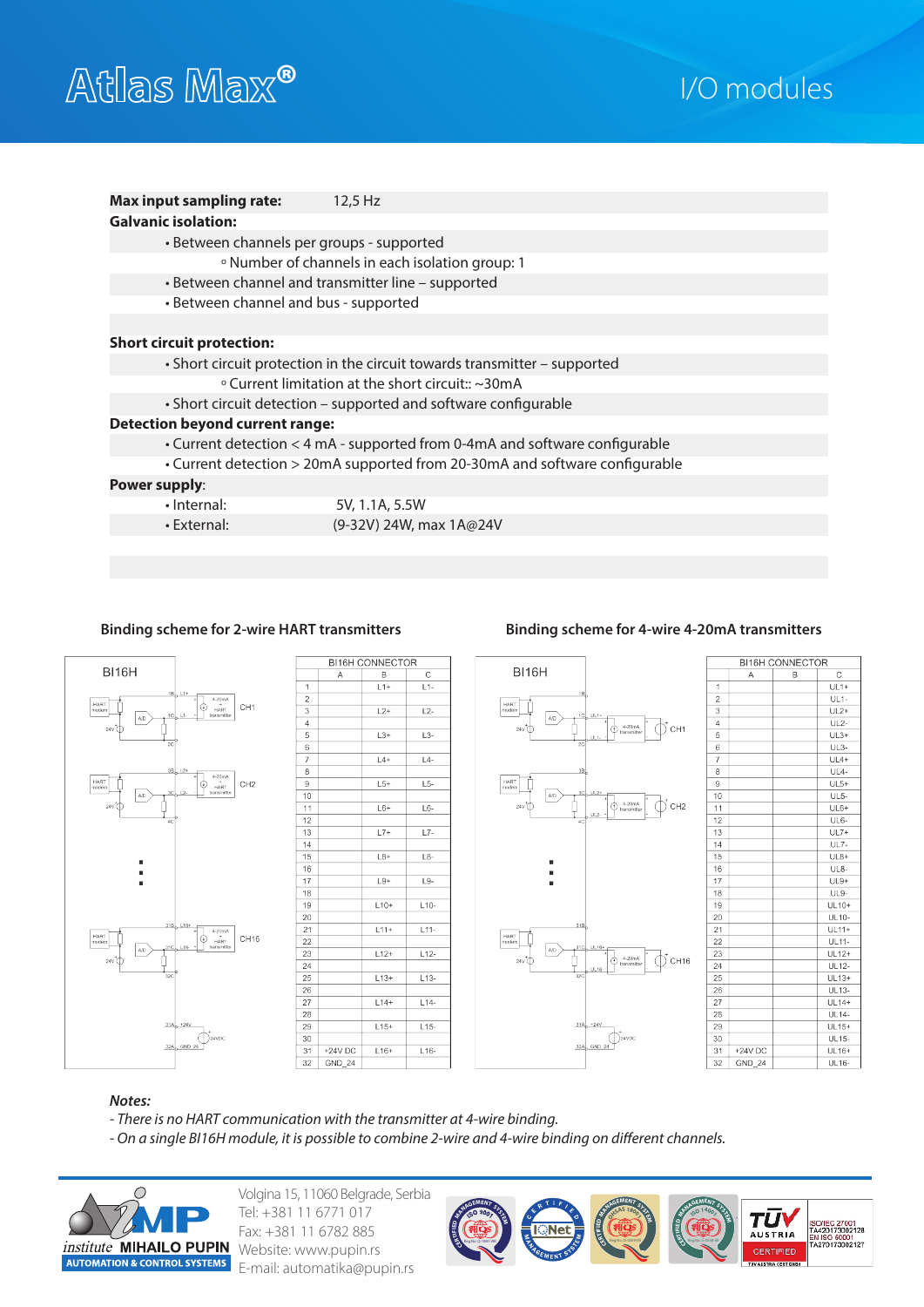| | |
|---|---|
| **Max input sampling rate:** | 12,5 Hz |
| **Galvanic isolation:** | |
| • Between channels per groups - supported | |
| ◦ Number of channels in each isolation group: 1 | |
| • Between channel and transmitter line – supported | |
| • Between channel and bus - supported | |
| **Short circuit protection:** | |
| • Short circuit protection in the circuit towards transmitter – supported | |
| ◦ Current limitation at the short circuit:: ~30mA | |
| • Short circuit detection – supported and software configurable | |
| **Detection beyond current range:** | |
| • Current detection < 4 mA - supported from 0-4mA and software configurable | |
| • Current detection > 20mA supported from 20-30mA and software configurable | |
| **Power supply**: | |
| • Internal: | 5V, 1.1A, 5.5W |
| • External: | (9-32V) 24W, max 1A@24V |

### Binding scheme for 2-wire HART transmitters

BI16H

HART modem, A/D, 24V, 1B L1+, 1C L1-, 2C, 4-20mA + HART transmitter, CH1

HART modem, A/D, 24V, 3B L2+, 3C L2-, 4C, 4-20mA + HART transmitter, CH2

HART modem, A/D, 24V, 31B L16+, 31C L16-, 32C, 4-20mA + HART transmitter, CH16

31A +24V, 32A GND_24, 24VDC

| BI16H CONNECTOR | | | |
|---|---|---|---|
| | A | B | C |
| 1 | | L1+ | L1- |
| 2 | | | |
| 3 | | L2+ | L2- |
| 4 | | | |
| 5 | | L3+ | L3- |
| 6 | | | |
| 7 | | L4+ | L4- |
| 8 | | | |
| 9 | | L5+ | L5- |
| 10 | | | |
| 11 | | L6+ | L6- |
| 12 | | | |
| 13 | | L7+ | L7- |
| 14 | | | |
| 15 | | L8+ | L8- |
| 16 | | | |
| 17 | | L9+ | L9- |
| 18 | | | |
| 19 | | L10+ | L10- |
| 20 | | | |
| 21 | | L11+ | L11- |
| 22 | | | |
| 23 | | L12+ | L12- |
| 24 | | | |
| 25 | | L13+ | L13- |
| 26 | | | |
| 27 | | L14+ | L14- |
| 28 | | | |
| 29 | | L15+ | L15- |
| 30 | | | |
| 31 | +24V DC | L16+ | L16- |
| 32 | GND_24 | | |

### Binding scheme for 4-wire 4-20mA transmitters

BI16H

HART modem, A/D, 24V, 1B, 1C UL1+, UL1-, 2C, 4-20mA transmitter, CH1

HART modem, A/D, 24V, 3B, 3C UL2+, UL2-, 4C, 4-20mA transmitter, CH2

HART modem, A/D, 24V, 31B, 31C UL16+, UL16-, 32C, 4-20mA transmitter, CH16

31A +24V, 32A GND_24, 24VDC

| BI16H CONNECTOR | | | |
|---|---|---|---|
| | A | B | C |
| 1 | | | UL1+ |
| 2 | | | UL1- |
| 3 | | | UL2+ |
| 4 | | | UL2- |
| 5 | | | UL3+ |
| 6 | | | UL3- |
| 7 | | | UL4+ |
| 8 | | | UL4- |
| 9 | | | UL5+ |
| 10 | | | UL5- |
| 11 | | | UL6+ |
| 12 | | | UL6- |
| 13 | | | UL7+ |
| 14 | | | UL7- |
| 15 | | | UL8+ |
| 16 | | | UL8- |
| 17 | | | UL9+ |
| 18 | | | UL9- |
| 19 | | | UL10+ |
| 20 | | | UL10- |
| 21 | | | UL11+ |
| 22 | | | UL11- |
| 23 | | | UL12+ |
| 24 | | | UL12- |
| 25 | | | UL13+ |
| 26 | | | UL13- |
| 27 | | | UL14+ |
| 28 | | | UL14- |
| 29 | | | UL15+ |
| 30 | | | UL15- |
| 31 | +24V DC | | UL16+ |
| 32 | GND_24 | | UL16- |

*Notes:*

*- There is no HART communication with the transmitter at 4-wire binding.*

*- On a single BI16H module, it is possible to combine 2-wire and 4-wire binding on different channels.*

institute MIHAILO PUPIN
AUTOMATION & CONTROL SYSTEMS

Volgina 15, 11060 Belgrade, Serbia
Tel: +381 11 6771 017
Fax: +381 11 6782 885
Website: www.pupin.rs
E-mail: automatika@pupin.rs

ISO/IEC 27001 TA420173002128
EN ISO 50001 TA270173002127